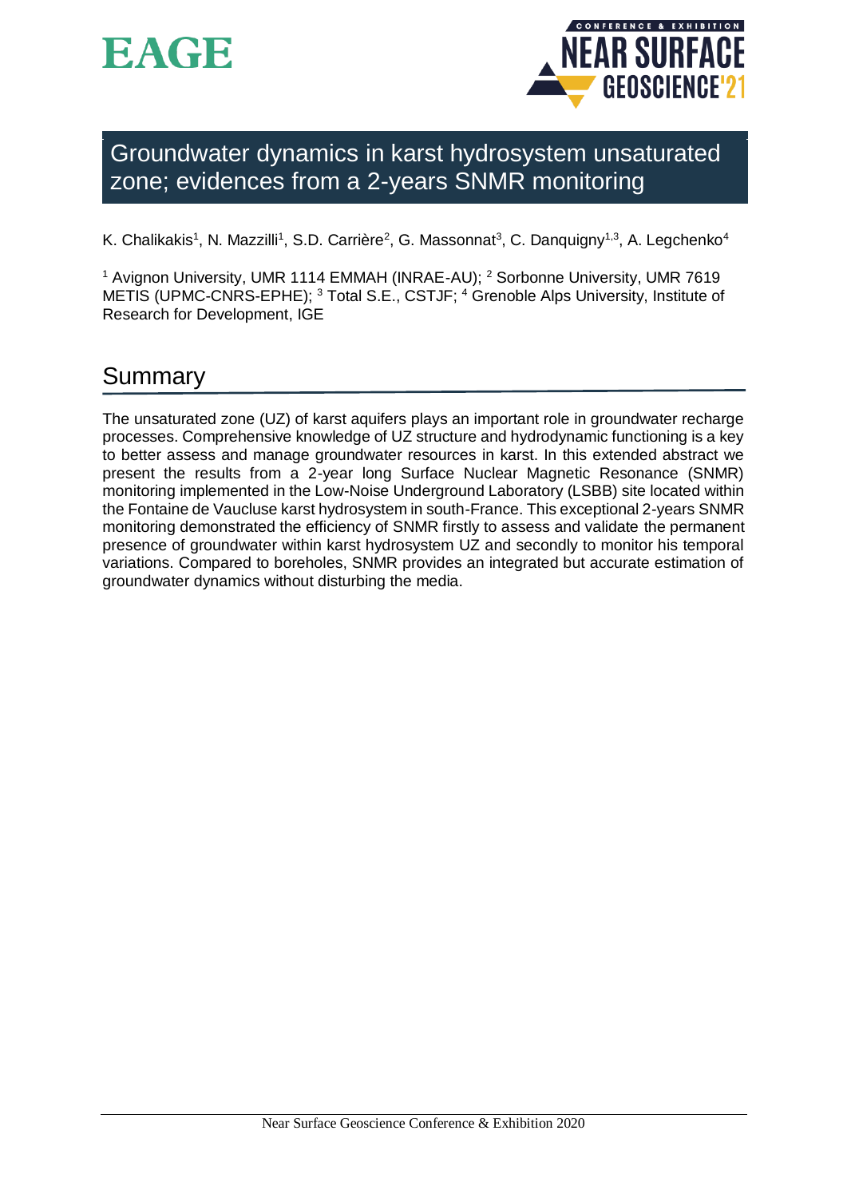# Groundwater dynamics in karst hydrosystem unsaturated zone; evidences from a 2-years SNMR monitoring

K. Chalikakis[1], N. Mazzilli[1], S.D. Carrière[2], G. Massonnat[3], C. Danquigny[1,3], A. Legchenko[4]

[1] Avignon University, UMR 1114 EMMAH (INRAE-AU); [2] Sorbonne University, UMR 7619 METIS (UPMC-CNRS-EPHE); [3] Total S.E., CSTJF; [4] Grenoble Alps University, Institute of Research for Development, IGE

## Summary

The unsaturated zone (UZ) of karst aquifers plays an important role in groundwater recharge processes. Comprehensive knowledge of UZ structure and hydrodynamic functioning is a key to better assess and manage groundwater resources in karst. In this extended abstract we present the results from a 2-year long Surface Nuclear Magnetic Resonance (SNMR) monitoring implemented in the Low-Noise Underground Laboratory (LSBB) site located within the Fontaine de Vaucluse karst hydrosystem in south-France. This exceptional 2-years SNMR monitoring demonstrated the efficiency of SNMR firstly to assess and validate the permanent presence of groundwater within karst hydrosystem UZ and secondly to monitor his temporal variations. Compared to boreholes, SNMR provides an integrated but accurate estimation of groundwater dynamics without disturbing the media.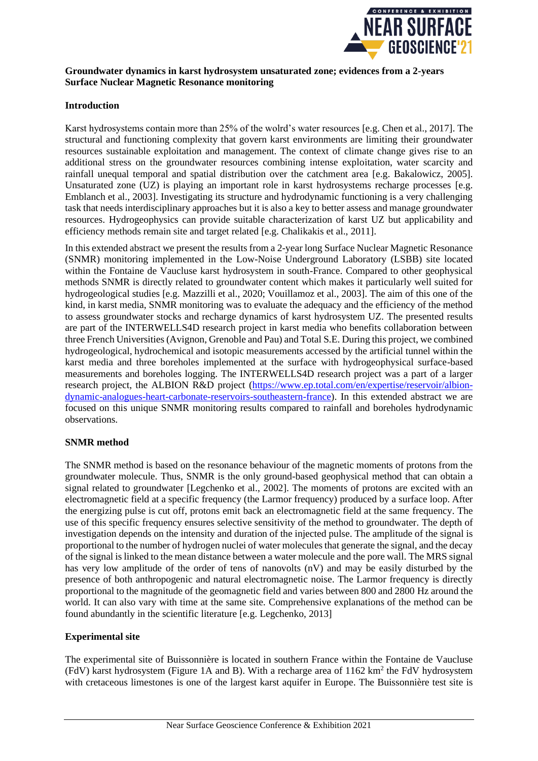**Groundwater dynamics in karst hydrosystem unsaturated zone; evidences from a 2-years Surface Nuclear Magnetic Resonance monitoring**

## Introduction

Karst hydrosystems contain more than 25% of the wolrd's water resources [e.g. Chen et al., 2017]. The structural and functioning complexity that govern karst environments are limiting their groundwater resources sustainable exploitation and management. The context of climate change gives rise to an additional stress on the groundwater resources combining intense exploitation, water scarcity and rainfall unequal temporal and spatial distribution over the catchment area [e.g. Bakalowicz, 2005]. Unsaturated zone (UZ) is playing an important role in karst hydrosystems recharge processes [e.g. Emblanch et al., 2003]. Investigating its structure and hydrodynamic functioning is a very challenging task that needs interdisciplinary approaches but it is also a key to better assess and manage groundwater resources. Hydrogeophysics can provide suitable characterization of karst UZ but applicability and efficiency methods remain site and target related [e.g. Chalikakis et al., 2011].

In this extended abstract we present the results from a 2-year long Surface Nuclear Magnetic Resonance (SNMR) monitoring implemented in the Low-Noise Underground Laboratory (LSBB) site located within the Fontaine de Vaucluse karst hydrosystem in south-France. Compared to other geophysical methods SNMR is directly related to groundwater content which makes it particularly well suited for hydrogeological studies [e.g. Mazzilli et al., 2020; Vouillamoz et al., 2003]. The aim of this one of the kind, in karst media, SNMR monitoring was to evaluate the adequacy and the efficiency of the method to assess groundwater stocks and recharge dynamics of karst hydrosystem UZ. The presented results are part of the INTERWELLS4D research project in karst media who benefits collaboration between three French Universities (Avignon, Grenoble and Pau) and Total S.E. During this project, we combined hydrogeological, hydrochemical and isotopic measurements accessed by the artificial tunnel within the karst media and three boreholes implemented at the surface with hydrogeophysical surface-based measurements and boreholes logging. The INTERWELLS4D research project was a part of a larger research project, the ALBION R&D project (https://www.ep.total.com/en/expertise/reservoir/albion-dynamic-analogues-heart-carbonate-reservoirs-southeastern-france). In this extended abstract we are focused on this unique SNMR monitoring results compared to rainfall and boreholes hydrodynamic observations.

## SNMR method

The SNMR method is based on the resonance behaviour of the magnetic moments of protons from the groundwater molecule. Thus, SNMR is the only ground-based geophysical method that can obtain a signal related to groundwater [Legchenko et al., 2002]. The moments of protons are excited with an electromagnetic field at a specific frequency (the Larmor frequency) produced by a surface loop. After the energizing pulse is cut off, protons emit back an electromagnetic field at the same frequency. The use of this specific frequency ensures selective sensitivity of the method to groundwater. The depth of investigation depends on the intensity and duration of the injected pulse. The amplitude of the signal is proportional to the number of hydrogen nuclei of water molecules that generate the signal, and the decay of the signal is linked to the mean distance between a water molecule and the pore wall. The MRS signal has very low amplitude of the order of tens of nanovolts (nV) and may be easily disturbed by the presence of both anthropogenic and natural electromagnetic noise. The Larmor frequency is directly proportional to the magnitude of the geomagnetic field and varies between 800 and 2800 Hz around the world. It can also vary with time at the same site. Comprehensive explanations of the method can be found abundantly in the scientific literature [e.g. Legchenko, 2013]

## Experimental site

The experimental site of Buissonnière is located in southern France within the Fontaine de Vaucluse (FdV) karst hydrosystem (Figure 1A and B). With a recharge area of 1162 $km^2$ the FdV hydrosystem with cretaceous limestones is one of the largest karst aquifer in Europe. The Buissonnière test site is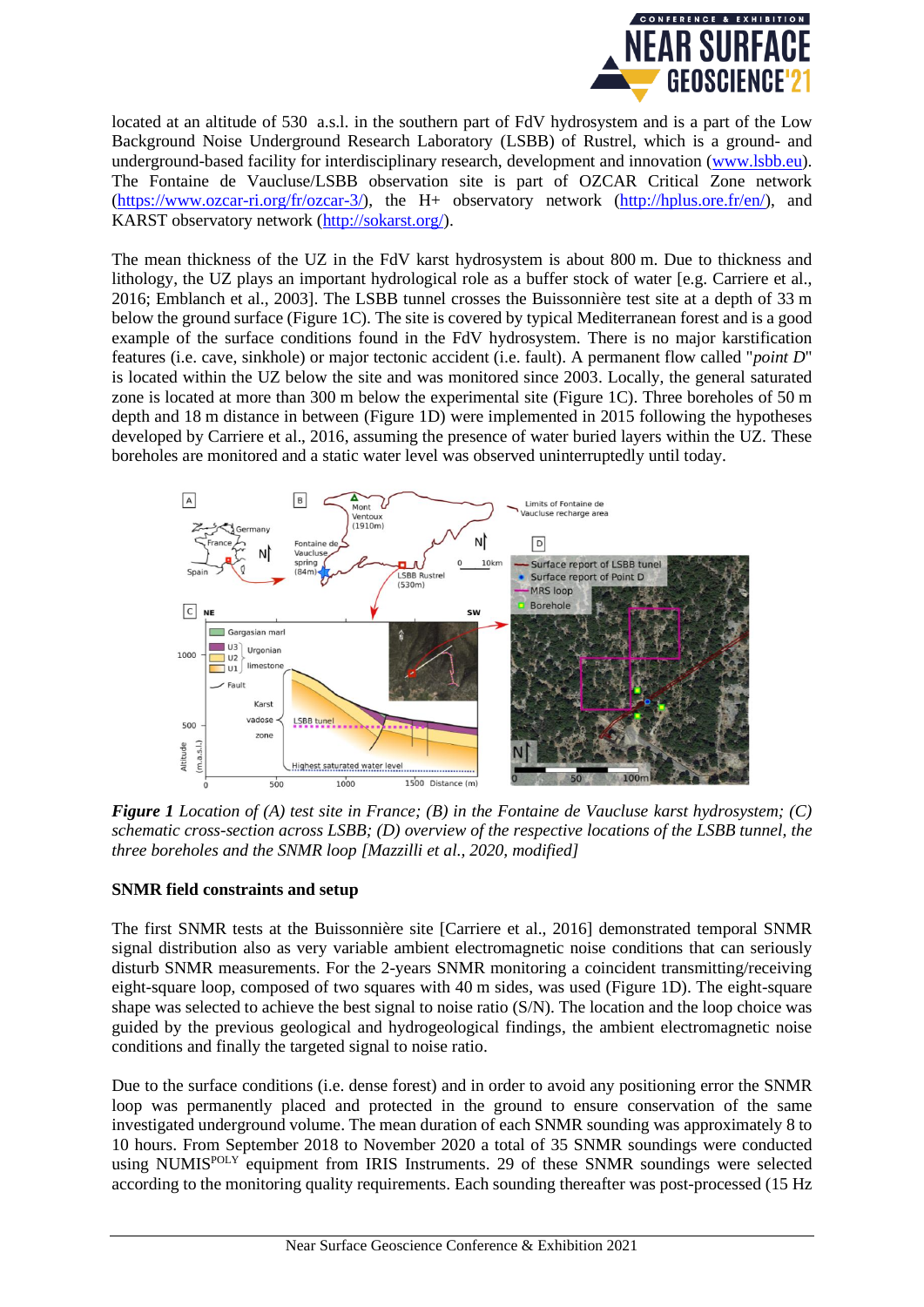located at an altitude of 530 a.s.l. in the southern part of FdV hydrosystem and is a part of the Low Background Noise Underground Research Laboratory (LSBB) of Rustrel, which is a ground- and underground-based facility for interdisciplinary research, development and innovation (www.lsbb.eu). The Fontaine de Vaucluse/LSBB observation site is part of OZCAR Critical Zone network (https://www.ozcar-ri.org/fr/ozcar-3/), the H+ observatory network (http://hplus.ore.fr/en/), and KARST observatory network (http://sokarst.org/).

The mean thickness of the UZ in the FdV karst hydrosystem is about 800 m. Due to thickness and lithology, the UZ plays an important hydrological role as a buffer stock of water [e.g. Carriere et al., 2016; Emblanch et al., 2003]. The LSBB tunnel crosses the Buissonnière test site at a depth of 33 m below the ground surface (Figure 1C). The site is covered by typical Mediterranean forest and is a good example of the surface conditions found in the FdV hydrosystem. There is no major karstification features (i.e. cave, sinkhole) or major tectonic accident (i.e. fault). A permanent flow called "*point D*" is located within the UZ below the site and was monitored since 2003. Locally, the general saturated zone is located at more than 300 m below the experimental site (Figure 1C). Three boreholes of 50 m depth and 18 m distance in between (Figure 1D) were implemented in 2015 following the hypotheses developed by Carriere et al., 2016, assuming the presence of water buried layers within the UZ. These boreholes are monitored and a static water level was observed uninterruptedly until today.

***Figure 1*** *Location of (A) test site in France; (B) in the Fontaine de Vaucluse karst hydrosystem; (C) schematic cross-section across LSBB; (D) overview of the respective locations of the LSBB tunnel, the three boreholes and the SNMR loop [Mazzilli et al., 2020, modified]*

**SNMR field constraints and setup**

The first SNMR tests at the Buissonnière site [Carriere et al., 2016] demonstrated temporal SNMR signal distribution also as very variable ambient electromagnetic noise conditions that can seriously disturb SNMR measurements. For the 2-years SNMR monitoring a coincident transmitting/receiving eight-square loop, composed of two squares with 40 m sides, was used (Figure 1D). The eight-square shape was selected to achieve the best signal to noise ratio (S/N). The location and the loop choice was guided by the previous geological and hydrogeological findings, the ambient electromagnetic noise conditions and finally the targeted signal to noise ratio.

Due to the surface conditions (i.e. dense forest) and in order to avoid any positioning error the SNMR loop was permanently placed and protected in the ground to ensure conservation of the same investigated underground volume. The mean duration of each SNMR sounding was approximately 8 to 10 hours. From September 2018 to November 2020 a total of 35 SNMR soundings were conducted using NUMIS$^{POLY}$ equipment from IRIS Instruments. 29 of these SNMR soundings were selected according to the monitoring quality requirements. Each sounding thereafter was post-processed (15 Hz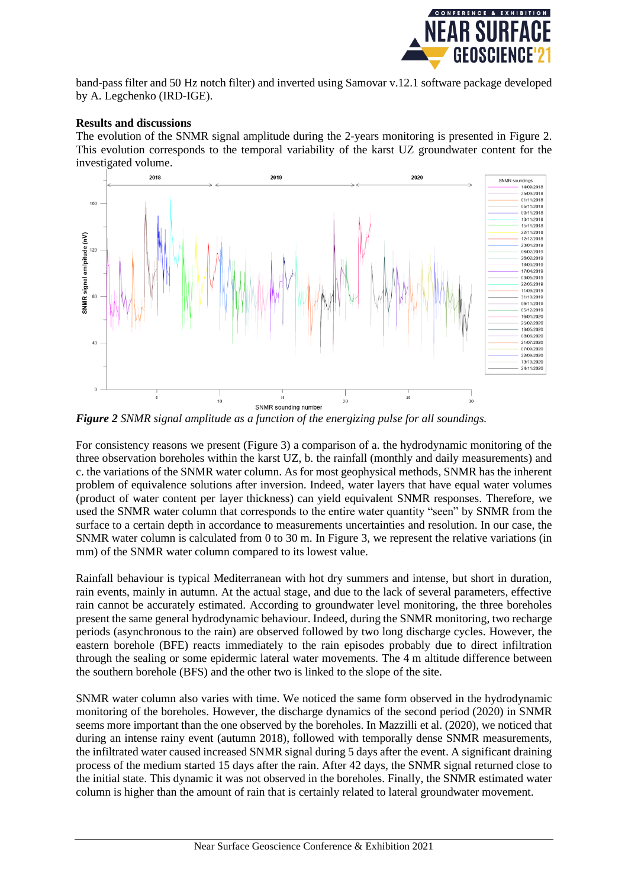band-pass filter and 50 Hz notch filter) and inverted using Samovar v.12.1 software package developed by A. Legchenko (IRD-IGE).

**Results and discussions**

The evolution of the SNMR signal amplitude during the 2-years monitoring is presented in Figure 2. This evolution corresponds to the temporal variability of the karst UZ groundwater content for the investigated volume.

***Figure 2*** *SNMR signal amplitude as a function of the energizing pulse for all soundings.*

For consistency reasons we present (Figure 3) a comparison of a. the hydrodynamic monitoring of the three observation boreholes within the karst UZ, b. the rainfall (monthly and daily measurements) and c. the variations of the SNMR water column. As for most geophysical methods, SNMR has the inherent problem of equivalence solutions after inversion. Indeed, water layers that have equal water volumes (product of water content per layer thickness) can yield equivalent SNMR responses. Therefore, we used the SNMR water column that corresponds to the entire water quantity "seen" by SNMR from the surface to a certain depth in accordance to measurements uncertainties and resolution. In our case, the SNMR water column is calculated from 0 to 30 m. In Figure 3, we represent the relative variations (in mm) of the SNMR water column compared to its lowest value.

Rainfall behaviour is typical Mediterranean with hot dry summers and intense, but short in duration, rain events, mainly in autumn. At the actual stage, and due to the lack of several parameters, effective rain cannot be accurately estimated. According to groundwater level monitoring, the three boreholes present the same general hydrodynamic behaviour. Indeed, during the SNMR monitoring, two recharge periods (asynchronous to the rain) are observed followed by two long discharge cycles. However, the eastern borehole (BFE) reacts immediately to the rain episodes probably due to direct infiltration through the sealing or some epidermic lateral water movements. The 4 m altitude difference between the southern borehole (BFS) and the other two is linked to the slope of the site.

SNMR water column also varies with time. We noticed the same form observed in the hydrodynamic monitoring of the boreholes. However, the discharge dynamics of the second period (2020) in SNMR seems more important than the one observed by the boreholes. In Mazzilli et al. (2020), we noticed that during an intense rainy event (autumn 2018), followed with temporally dense SNMR measurements, the infiltrated water caused increased SNMR signal during 5 days after the event. A significant draining process of the medium started 15 days after the rain. After 42 days, the SNMR signal returned close to the initial state. This dynamic it was not observed in the boreholes. Finally, the SNMR estimated water column is higher than the amount of rain that is certainly related to lateral groundwater movement.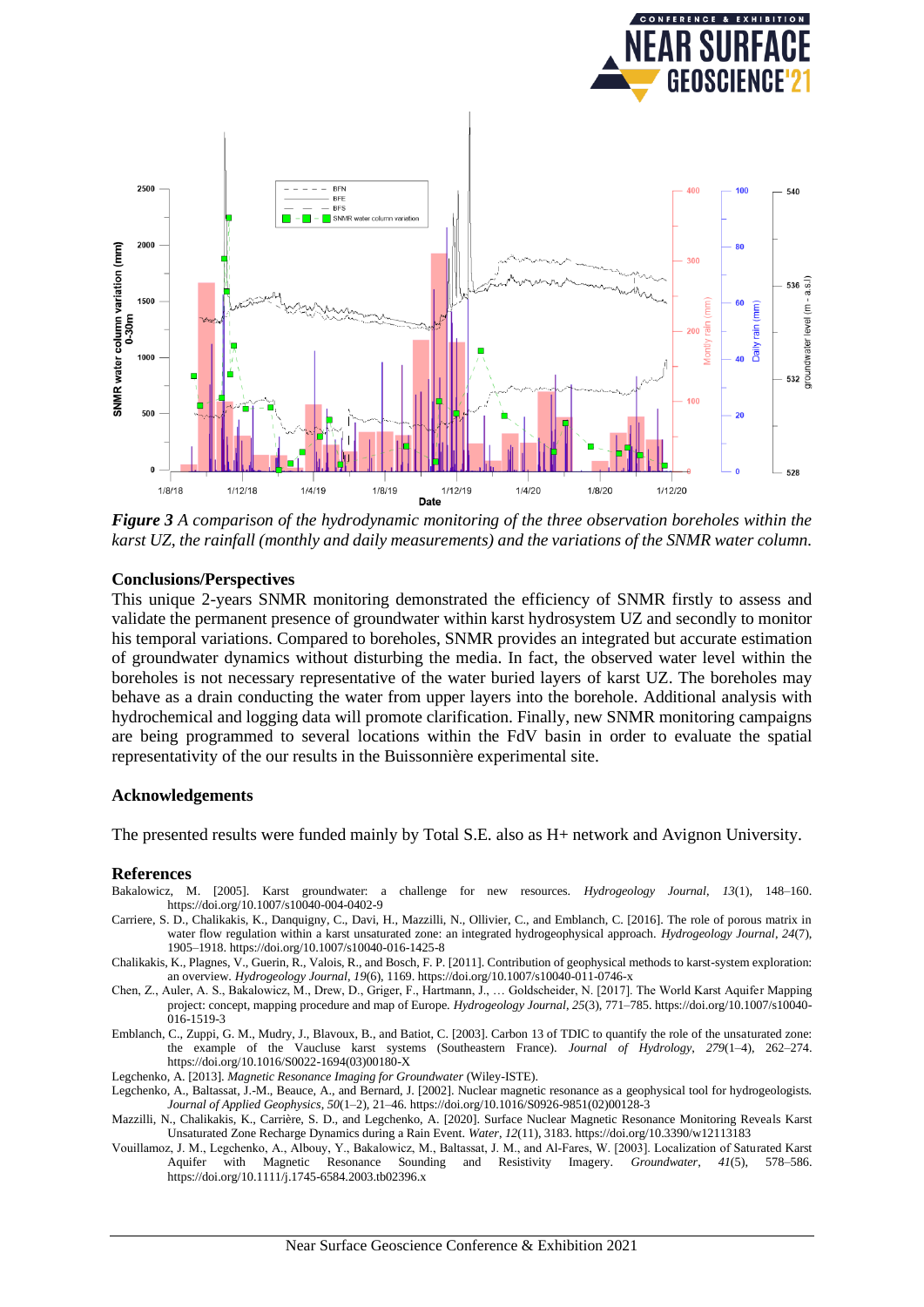2500
2000
1500
1000
500
0

SNMR water column variation (mm) 0-30m

BFN
BFE
BFS
SNMR water column variation

400
300
200
100

Monthly rain (mm)

100
80
60
40
20
0

Daily rain (mm)

540
536
532
528

groundwater level (m - a.s.l)

1/8/18 1/12/18 1/4/19 1/8/19 1/12/19 1/4/20 1/8/20 1/12/20

Date

***Figure 3*** *A comparison of the hydrodynamic monitoring of the three observation boreholes within the karst UZ, the rainfall (monthly and daily measurements) and the variations of the SNMR water column.*

## Conclusions/Perspectives

This unique 2-years SNMR monitoring demonstrated the efficiency of SNMR firstly to assess and validate the permanent presence of groundwater within karst hydrosystem UZ and secondly to monitor his temporal variations. Compared to boreholes, SNMR provides an integrated but accurate estimation of groundwater dynamics without disturbing the media. In fact, the observed water level within the boreholes is not necessary representative of the water buried layers of karst UZ. The boreholes may behave as a drain conducting the water from upper layers into the borehole. Additional analysis with hydrochemical and logging data will promote clarification. Finally, new SNMR monitoring campaigns are being programmed to several locations within the FdV basin in order to evaluate the spatial representativity of the our results in the Buissonnière experimental site.

## Acknowledgements

The presented results were funded mainly by Total S.E. also as H+ network and Avignon University.

## References

Bakalowicz, M. [2005]. Karst groundwater: a challenge for new resources. *Hydrogeology Journal*, *13*(1), 148–160. https://doi.org/10.1007/s10040-004-0402-9

Carriere, S. D., Chalikakis, K., Danquigny, C., Davi, H., Mazzilli, N., Ollivier, C., and Emblanch, C. [2016]. The role of porous matrix in water flow regulation within a karst unsaturated zone: an integrated hydrogeophysical approach. *Hydrogeology Journal*, *24*(7), 1905–1918. https://doi.org/10.1007/s10040-016-1425-8

Chalikakis, K., Plagnes, V., Guerin, R., Valois, R., and Bosch, F. P. [2011]. Contribution of geophysical methods to karst-system exploration: an overview. *Hydrogeology Journal*, *19*(6), 1169. https://doi.org/10.1007/s10040-011-0746-x

Chen, Z., Auler, A. S., Bakalowicz, M., Drew, D., Griger, F., Hartmann, J., … Goldscheider, N. [2017]. The World Karst Aquifer Mapping project: concept, mapping procedure and map of Europe. *Hydrogeology Journal*, *25*(3), 771–785. https://doi.org/10.1007/s10040-016-1519-3

Emblanch, C., Zuppi, G. M., Mudry, J., Blavoux, B., and Batiot, C. [2003]. Carbon 13 of TDIC to quantify the role of the unsaturated zone: the example of the Vaucluse karst systems (Southeastern France). *Journal of Hydrology*, *279*(1–4), 262–274. https://doi.org/10.1016/S0022-1694(03)00180-X

Legchenko, A. [2013]. *Magnetic Resonance Imaging for Groundwater* (Wiley-ISTE).

Legchenko, A., Baltassat, J.-M., Beauce, A., and Bernard, J. [2002]. Nuclear magnetic resonance as a geophysical tool for hydrogeologists. *Journal of Applied Geophysics*, *50*(1–2), 21–46. https://doi.org/10.1016/S0926-9851(02)00128-3

Mazzilli, N., Chalikakis, K., Carrière, S. D., and Legchenko, A. [2020]. Surface Nuclear Magnetic Resonance Monitoring Reveals Karst Unsaturated Zone Recharge Dynamics during a Rain Event. *Water*, *12*(11), 3183. https://doi.org/10.3390/w12113183

Vouillamoz, J. M., Legchenko, A., Albouy, Y., Bakalowicz, M., Baltassat, J. M., and Al-Fares, W. [2003]. Localization of Saturated Karst Aquifer with Magnetic Resonance Sounding and Resistivity Imagery. *Groundwater*, *41*(5), 578–586. https://doi.org/10.1111/j.1745-6584.2003.tb02396.x